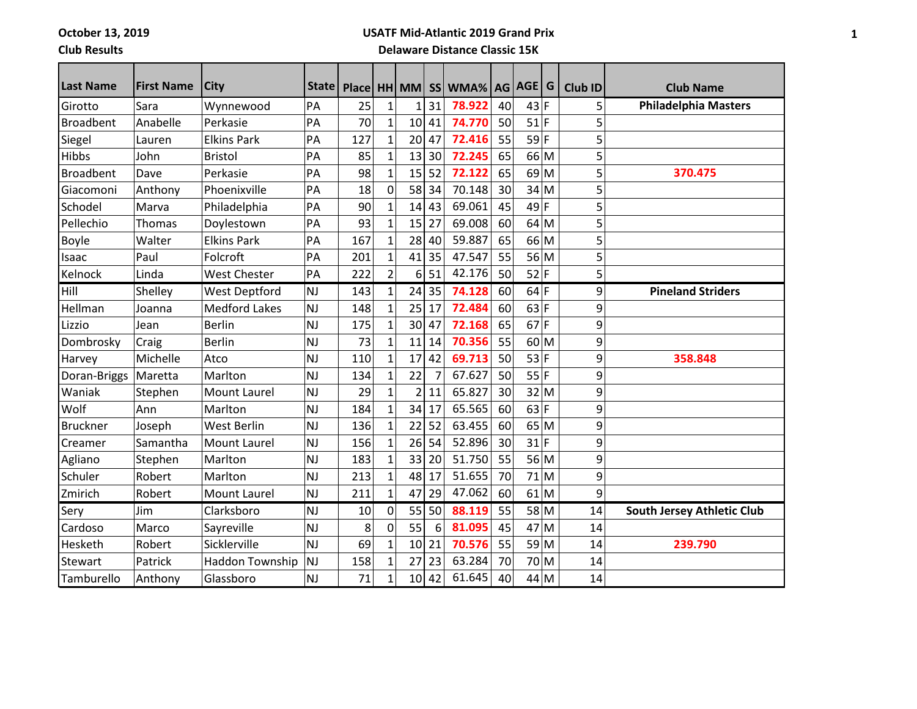**October 13, 2019**

**Club Results**

**USATF Mid-Atlantic 2019 Grand Prix**

**Delaware Distance Classic 15K**

| Last Name | First Name | City | State | Place | HH | MM | SS | WMA% | AG | AGE | G | Club ID | Club Name |
|---|---|---|---|---|---|---|---|---|---|---|---|---|---|
| Girotto | Sara | Wynnewood | PA | 25 | 1 | 1 | 31 | 78.922 | 40 | 43 | F | 5 | **Philadelphia Masters** |
| Broadbent | Anabelle | Perkasie | PA | 70 | 1 | 10 | 41 | 74.770 | 50 | 51 | F | 5 | |
| Siegel | Lauren | Elkins Park | PA | 127 | 1 | 20 | 47 | 72.416 | 55 | 59 | F | 5 | |
| Hibbs | John | Bristol | PA | 85 | 1 | 13 | 30 | 72.245 | 65 | 66 | M | 5 | |
| Broadbent | Dave | Perkasie | PA | 98 | 1 | 15 | 52 | 72.122 | 65 | 69 | M | 5 | 370.475 |
| Giacomoni | Anthony | Phoenixville | PA | 18 | 0 | 58 | 34 | 70.148 | 30 | 34 | M | 5 | |
| Schodel | Marva | Philadelphia | PA | 90 | 1 | 14 | 43 | 69.061 | 45 | 49 | F | 5 | |
| Pellechio | Thomas | Doylestown | PA | 93 | 1 | 15 | 27 | 69.008 | 60 | 64 | M | 5 | |
| Boyle | Walter | Elkins Park | PA | 167 | 1 | 28 | 40 | 59.887 | 65 | 66 | M | 5 | |
| Isaac | Paul | Folcroft | PA | 201 | 1 | 41 | 35 | 47.547 | 55 | 56 | M | 5 | |
| Kelnock | Linda | West Chester | PA | 222 | 2 | 6 | 51 | 42.176 | 50 | 52 | F | 5 | |
| Hill | Shelley | West Deptford | NJ | 143 | 1 | 24 | 35 | 74.128 | 60 | 64 | F | 9 | **Pineland Striders** |
| Hellman | Joanna | Medford Lakes | NJ | 148 | 1 | 25 | 17 | 72.484 | 60 | 63 | F | 9 | |
| Lizzio | Jean | Berlin | NJ | 175 | 1 | 30 | 47 | 72.168 | 65 | 67 | F | 9 | |
| Dombrosky | Craig | Berlin | NJ | 73 | 1 | 11 | 14 | 70.356 | 55 | 60 | M | 9 | |
| Harvey | Michelle | Atco | NJ | 110 | 1 | 17 | 42 | 69.713 | 50 | 53 | F | 9 | 358.848 |
| Doran-Briggs | Maretta | Marlton | NJ | 134 | 1 | 22 | 7 | 67.627 | 50 | 55 | F | 9 | |
| Waniak | Stephen | Mount Laurel | NJ | 29 | 1 | 2 | 11 | 65.827 | 30 | 32 | M | 9 | |
| Wolf | Ann | Marlton | NJ | 184 | 1 | 34 | 17 | 65.565 | 60 | 63 | F | 9 | |
| Bruckner | Joseph | West Berlin | NJ | 136 | 1 | 22 | 52 | 63.455 | 60 | 65 | M | 9 | |
| Creamer | Samantha | Mount Laurel | NJ | 156 | 1 | 26 | 54 | 52.896 | 30 | 31 | F | 9 | |
| Agliano | Stephen | Marlton | NJ | 183 | 1 | 33 | 20 | 51.750 | 55 | 56 | M | 9 | |
| Schuler | Robert | Marlton | NJ | 213 | 1 | 48 | 17 | 51.655 | 70 | 71 | M | 9 | |
| Zmirich | Robert | Mount Laurel | NJ | 211 | 1 | 47 | 29 | 47.062 | 60 | 61 | M | 9 | |
| Sery | Jim | Clarksboro | NJ | 10 | 0 | 55 | 50 | 88.119 | 55 | 58 | M | 14 | **South Jersey Athletic Club** |
| Cardoso | Marco | Sayreville | NJ | 8 | 0 | 55 | 6 | 81.095 | 45 | 47 | M | 14 | |
| Hesketh | Robert | Sicklerville | NJ | 69 | 1 | 10 | 21 | 70.576 | 55 | 59 | M | 14 | 239.790 |
| Stewart | Patrick | Haddon Township | NJ | 158 | 1 | 27 | 23 | 63.284 | 70 | 70 | M | 14 | |
| Tamburello | Anthony | Glassboro | NJ | 71 | 1 | 10 | 42 | 61.645 | 40 | 44 | M | 14 | |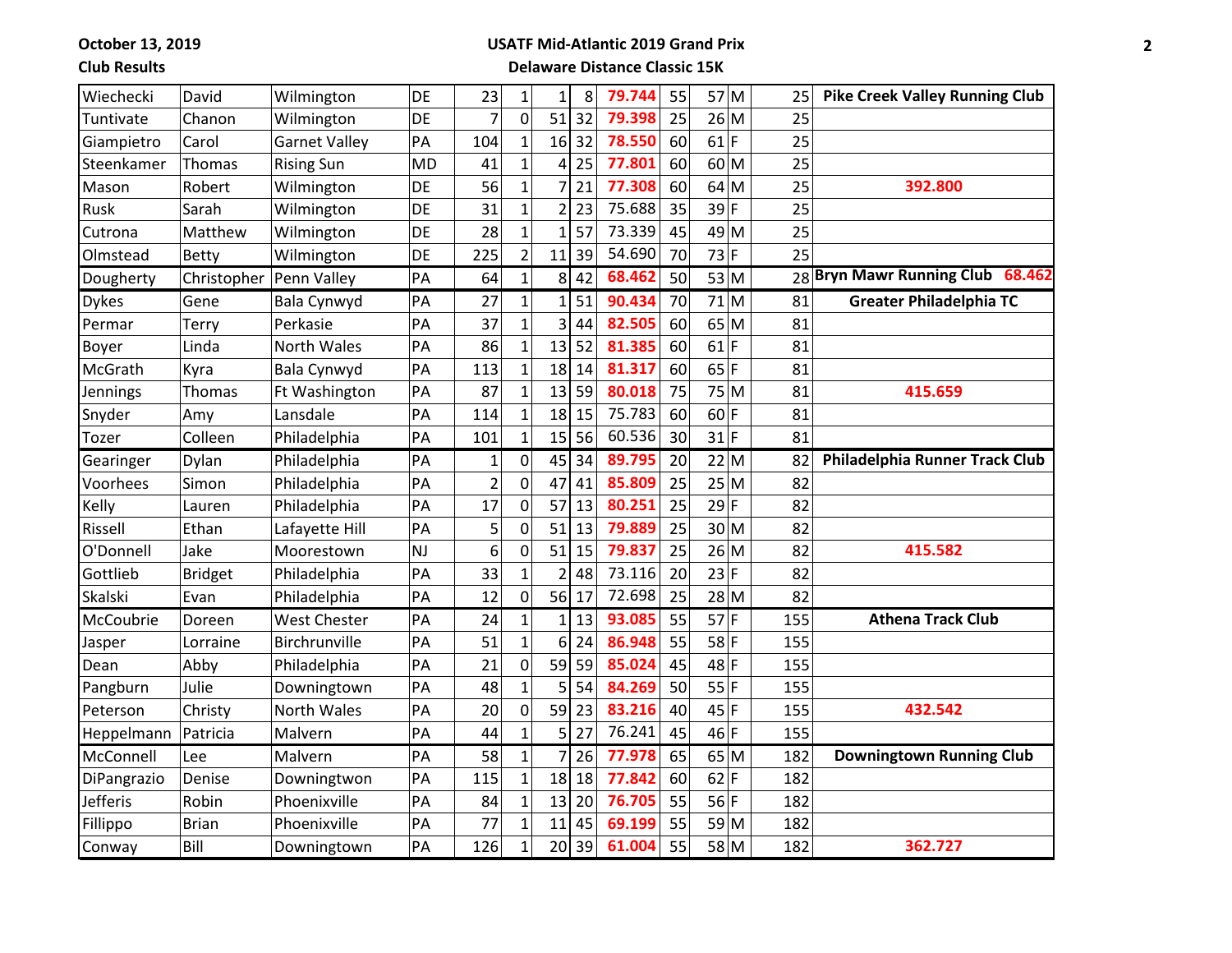**October 13, 2019**

**Club Results**

**USATF Mid-Atlantic 2019 Grand Prix**

**Delaware Distance Classic 15K**

| | | | | | | | | | | | | | | |
|---|---|---|---|---|---|---|---|---|---|---|---|---|---|---|
| Wiechecki | David | Wilmington | DE | 23 | 1 | 1 | 8 | **79.744** | 55 | 57 | M | 25 | **Pike Creek Valley Running Club** | |
| Tuntivate | Chanon | Wilmington | DE | 7 | 0 | 51 | 32 | **79.398** | 25 | 26 | M | 25 | | |
| Giampietro | Carol | Garnet Valley | PA | 104 | 1 | 16 | 32 | **78.550** | 60 | 61 | F | 25 | | |
| Steenkamer | Thomas | Rising Sun | MD | 41 | 1 | 4 | 25 | **77.801** | 60 | 60 | M | 25 | | |
| Mason | Robert | Wilmington | DE | 56 | 1 | 7 | 21 | **77.308** | 60 | 64 | M | 25 | **392.800** | |
| Rusk | Sarah | Wilmington | DE | 31 | 1 | 2 | 23 | 75.688 | 35 | 39 | F | 25 | | |
| Cutrona | Matthew | Wilmington | DE | 28 | 1 | 1 | 57 | 73.339 | 45 | 49 | M | 25 | | |
| Olmstead | Betty | Wilmington | DE | 225 | 2 | 11 | 39 | 54.690 | 70 | 73 | F | 25 | | |
| Dougherty | Christopher | Penn Valley | PA | 64 | 1 | 8 | 42 | **68.462** | 50 | 53 | M | 28 | **Bryn Mawr Running Club** | **68.462** |
| Dykes | Gene | Bala Cynwyd | PA | 27 | 1 | 1 | 51 | **90.434** | 70 | 71 | M | 81 | **Greater Philadelphia TC** | |
| Permar | Terry | Perkasie | PA | 37 | 1 | 3 | 44 | **82.505** | 60 | 65 | M | 81 | | |
| Boyer | Linda | North Wales | PA | 86 | 1 | 13 | 52 | **81.385** | 60 | 61 | F | 81 | | |
| McGrath | Kyra | Bala Cynwyd | PA | 113 | 1 | 18 | 14 | **81.317** | 60 | 65 | F | 81 | | |
| Jennings | Thomas | Ft Washington | PA | 87 | 1 | 13 | 59 | **80.018** | 75 | 75 | M | 81 | **415.659** | |
| Snyder | Amy | Lansdale | PA | 114 | 1 | 18 | 15 | 75.783 | 60 | 60 | F | 81 | | |
| Tozer | Colleen | Philadelphia | PA | 101 | 1 | 15 | 56 | 60.536 | 30 | 31 | F | 81 | | |
| Gearinger | Dylan | Philadelphia | PA | 1 | 0 | 45 | 34 | **89.795** | 20 | 22 | M | 82 | **Philadelphia Runner Track Club** | |
| Voorhees | Simon | Philadelphia | PA | 2 | 0 | 47 | 41 | **85.809** | 25 | 25 | M | 82 | | |
| Kelly | Lauren | Philadelphia | PA | 17 | 0 | 57 | 13 | **80.251** | 25 | 29 | F | 82 | | |
| Rissell | Ethan | Lafayette Hill | PA | 5 | 0 | 51 | 13 | **79.889** | 25 | 30 | M | 82 | | |
| O'Donnell | Jake | Moorestown | NJ | 6 | 0 | 51 | 15 | **79.837** | 25 | 26 | M | 82 | **415.582** | |
| Gottlieb | Bridget | Philadelphia | PA | 33 | 1 | 2 | 48 | 73.116 | 20 | 23 | F | 82 | | |
| Skalski | Evan | Philadelphia | PA | 12 | 0 | 56 | 17 | 72.698 | 25 | 28 | M | 82 | | |
| McCoubrie | Doreen | West Chester | PA | 24 | 1 | 1 | 13 | **93.085** | 55 | 57 | F | 155 | **Athena Track Club** | |
| Jasper | Lorraine | Birchrunville | PA | 51 | 1 | 6 | 24 | **86.948** | 55 | 58 | F | 155 | | |
| Dean | Abby | Philadelphia | PA | 21 | 0 | 59 | 59 | **85.024** | 45 | 48 | F | 155 | | |
| Pangburn | Julie | Downingtown | PA | 48 | 1 | 5 | 54 | **84.269** | 50 | 55 | F | 155 | | |
| Peterson | Christy | North Wales | PA | 20 | 0 | 59 | 23 | **83.216** | 40 | 45 | F | 155 | **432.542** | |
| Heppelmann | Patricia | Malvern | PA | 44 | 1 | 5 | 27 | 76.241 | 45 | 46 | F | 155 | | |
| McConnell | Lee | Malvern | PA | 58 | 1 | 7 | 26 | **77.978** | 65 | 65 | M | 182 | **Downingtown Running Club** | |
| DiPangrazio | Denise | Downingtwon | PA | 115 | 1 | 18 | 18 | **77.842** | 60 | 62 | F | 182 | | |
| Jefferis | Robin | Phoenixville | PA | 84 | 1 | 13 | 20 | **76.705** | 55 | 56 | F | 182 | | |
| Fillippo | Brian | Phoenixville | PA | 77 | 1 | 11 | 45 | **69.199** | 55 | 59 | M | 182 | | |
| Conway | Bill | Downingtown | PA | 126 | 1 | 20 | 39 | **61.004** | 55 | 58 | M | 182 | **362.727** | |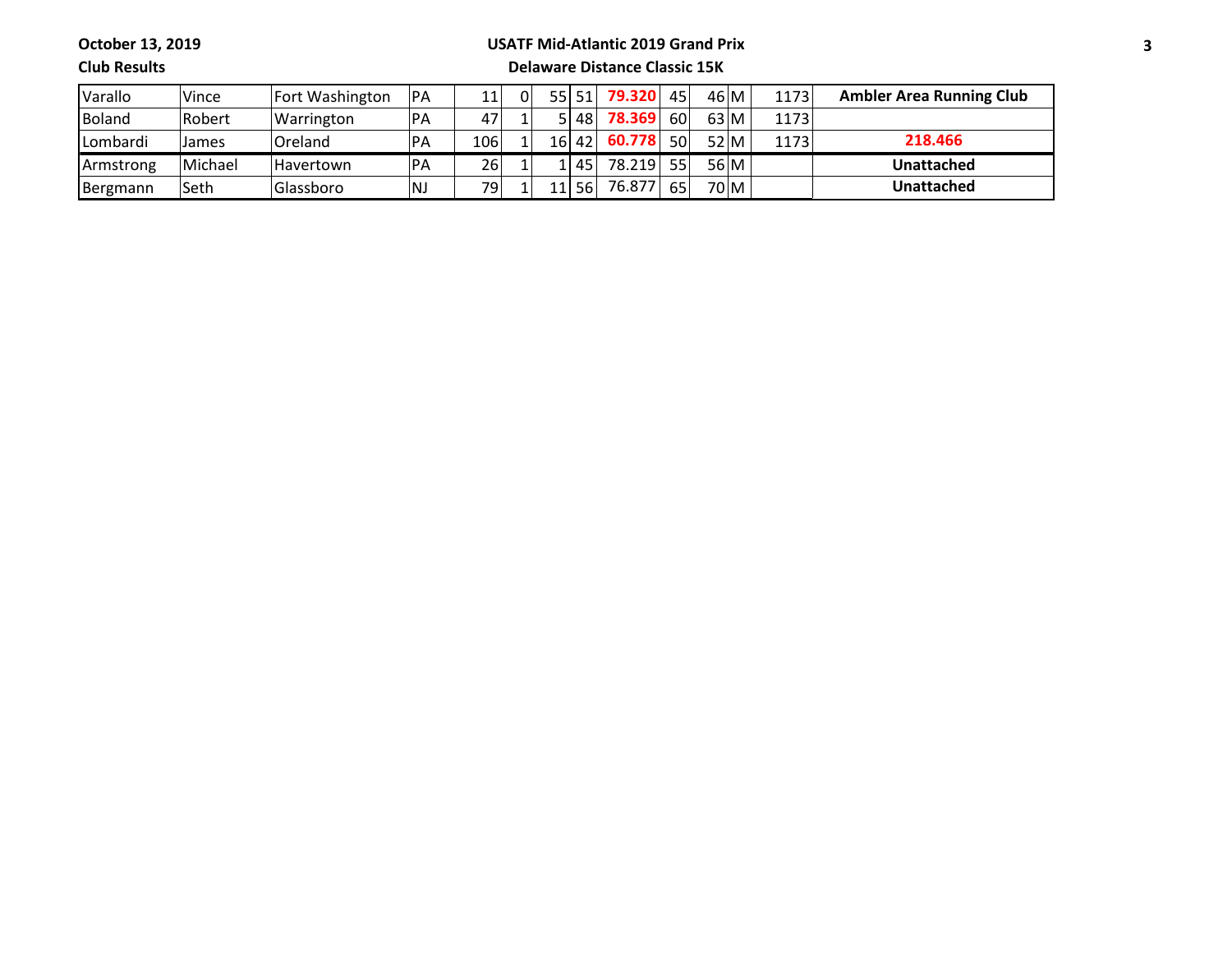October 13, 2019

Club Results

## USATF Mid-Atlantic 2019 Grand Prix

### Delaware Distance Classic 15K

| | | | | | | | | | | | | | |
|---|---|---|---|---|---|---|---|---|---|---|---|---|---|
| Varallo | Vince | Fort Washington | PA | 11 | 0 | 55 | 51 | **79.320** | 45 | 46 | M | 1173 | **Ambler Area Running Club** |
| Boland | Robert | Warrington | PA | 47 | 1 | 5 | 48 | **78.369** | 60 | 63 | M | 1173 | |
| Lombardi | James | Oreland | PA | 106 | 1 | 16 | 42 | **60.778** | 50 | 52 | M | 1173 | **218.466** |
| Armstrong | Michael | Havertown | PA | 26 | 1 | 1 | 45 | 78.219 | 55 | 56 | M | | **Unattached** |
| Bergmann | Seth | Glassboro | NJ | 79 | 1 | 11 | 56 | 76.877 | 65 | 70 | M | | **Unattached** |